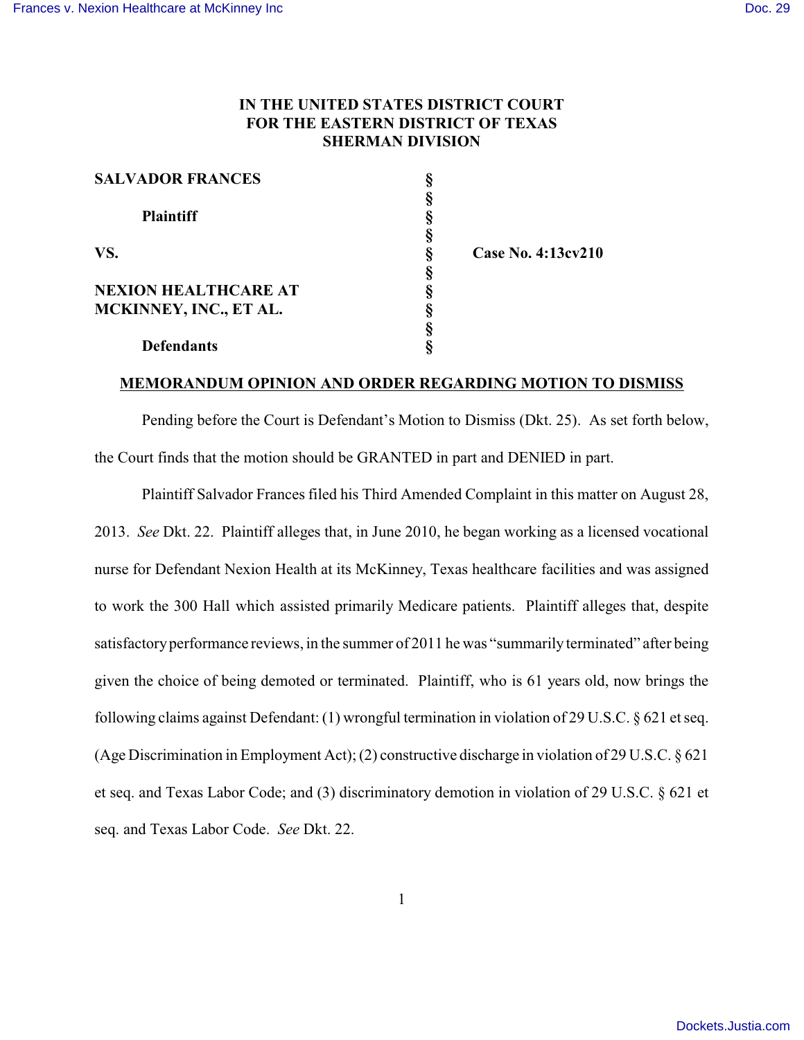# IN THE UNITED STATES DISTRICT COURT FOR THE EASTERN DISTRICT OF TEXAS SHERMAN DIVISION

| | | |
|---|---|---|
| **SALVADOR FRANCES** | § | |
| | § | |
| **Plaintiff** | § | |
| | § | |
| **VS.** | § | **Case No. 4:13cv210** |
| | § | |
| **NEXION HEALTHCARE AT MCKINNEY, INC., ET AL.** | § | |
| | § | |
| | § | |
| **Defendants** | § | |

## MEMORANDUM OPINION AND ORDER REGARDING MOTION TO DISMISS

Pending before the Court is Defendant's Motion to Dismiss (Dkt. 25). As set forth below, the Court finds that the motion should be GRANTED in part and DENIED in part.

Plaintiff Salvador Frances filed his Third Amended Complaint in this matter on August 28, 2013. *See* Dkt. 22. Plaintiff alleges that, in June 2010, he began working as a licensed vocational nurse for Defendant Nexion Health at its McKinney, Texas healthcare facilities and was assigned to work the 300 Hall which assisted primarily Medicare patients. Plaintiff alleges that, despite satisfactory performance reviews, in the summer of 2011 he was "summarily terminated" after being given the choice of being demoted or terminated. Plaintiff, who is 61 years old, now brings the following claims against Defendant: (1) wrongful termination in violation of 29 U.S.C. § 621 et seq. (Age Discrimination in Employment Act); (2) constructive discharge in violation of 29 U.S.C. § 621 et seq. and Texas Labor Code; and (3) discriminatory demotion in violation of 29 U.S.C. § 621 et seq. and Texas Labor Code. *See* Dkt. 22.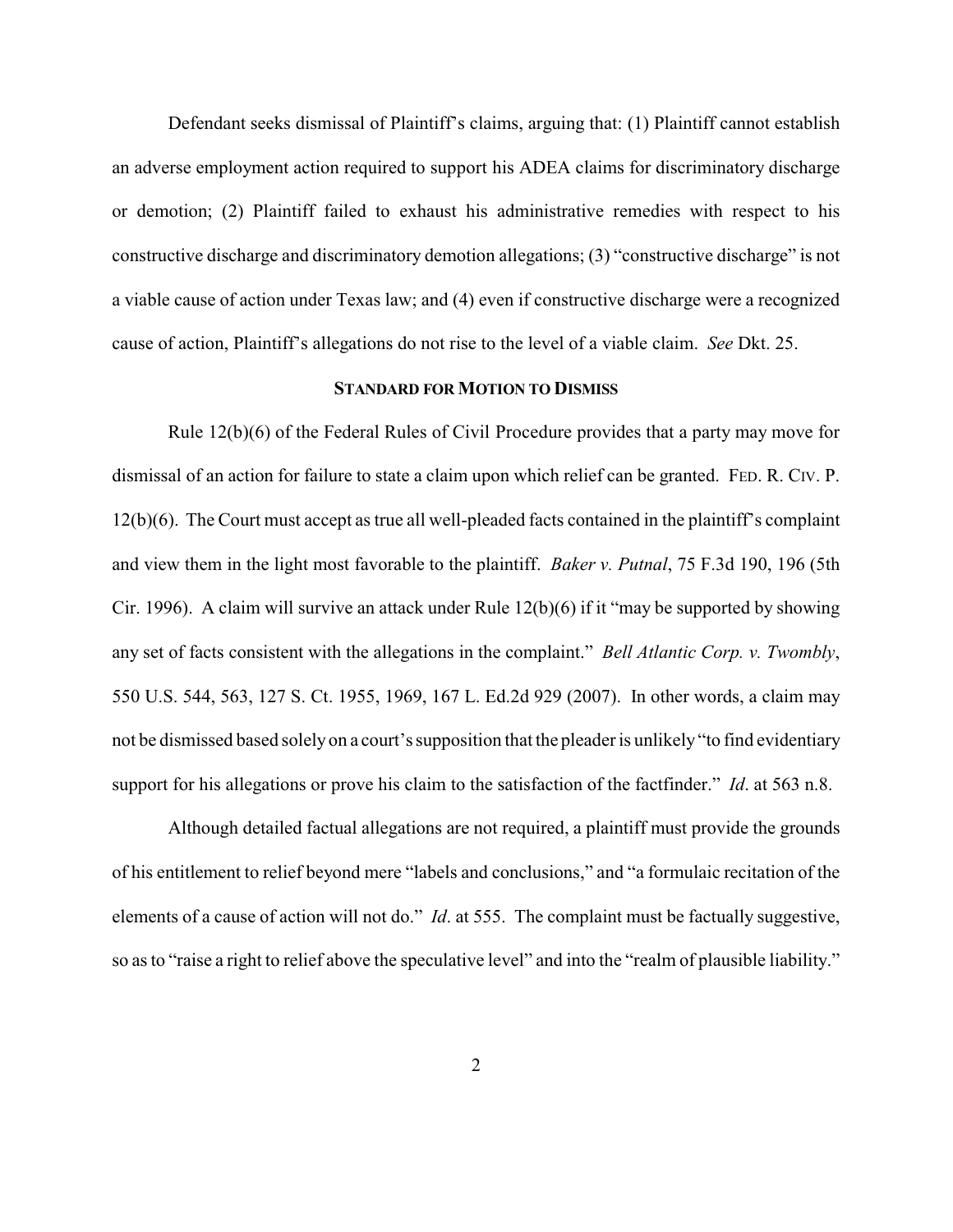Defendant seeks dismissal of Plaintiff's claims, arguing that: (1) Plaintiff cannot establish an adverse employment action required to support his ADEA claims for discriminatory discharge or demotion; (2) Plaintiff failed to exhaust his administrative remedies with respect to his constructive discharge and discriminatory demotion allegations; (3) "constructive discharge" is not a viable cause of action under Texas law; and (4) even if constructive discharge were a recognized cause of action, Plaintiff's allegations do not rise to the level of a viable claim. *See* Dkt. 25.

## STANDARD FOR MOTION TO DISMISS

Rule 12(b)(6) of the Federal Rules of Civil Procedure provides that a party may move for dismissal of an action for failure to state a claim upon which relief can be granted. FED. R. CIV. P. 12(b)(6). The Court must accept as true all well-pleaded facts contained in the plaintiff's complaint and view them in the light most favorable to the plaintiff. *Baker v. Putnal*, 75 F.3d 190, 196 (5th Cir. 1996). A claim will survive an attack under Rule 12(b)(6) if it "may be supported by showing any set of facts consistent with the allegations in the complaint." *Bell Atlantic Corp. v. Twombly*, 550 U.S. 544, 563, 127 S. Ct. 1955, 1969, 167 L. Ed.2d 929 (2007). In other words, a claim may not be dismissed based solely on a court's supposition that the pleader is unlikely "to find evidentiary support for his allegations or prove his claim to the satisfaction of the factfinder." *Id*. at 563 n.8.

Although detailed factual allegations are not required, a plaintiff must provide the grounds of his entitlement to relief beyond mere "labels and conclusions," and "a formulaic recitation of the elements of a cause of action will not do." *Id*. at 555. The complaint must be factually suggestive, so as to "raise a right to relief above the speculative level" and into the "realm of plausible liability."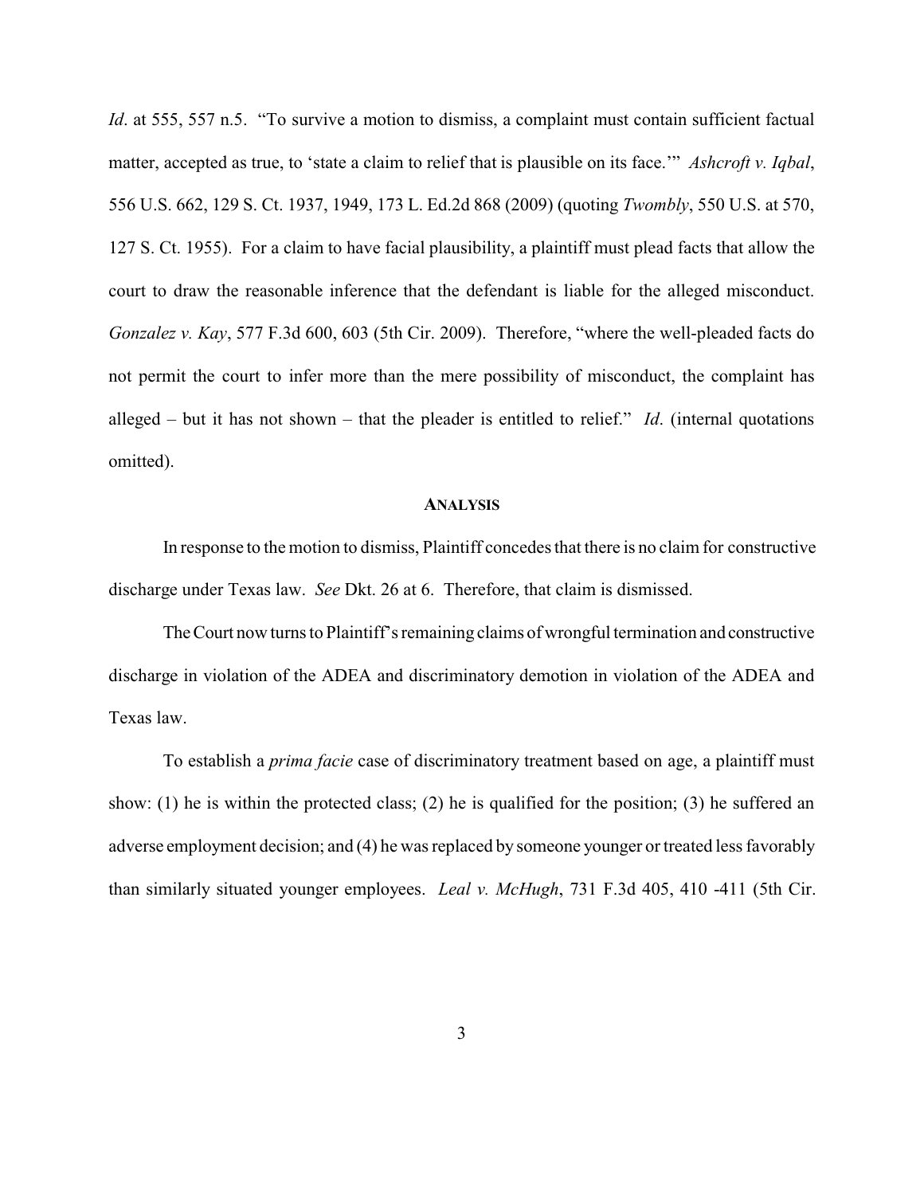*Id*. at 555, 557 n.5. "To survive a motion to dismiss, a complaint must contain sufficient factual matter, accepted as true, to 'state a claim to relief that is plausible on its face.'" *Ashcroft v. Iqbal*, 556 U.S. 662, 129 S. Ct. 1937, 1949, 173 L. Ed.2d 868 (2009) (quoting *Twombly*, 550 U.S. at 570, 127 S. Ct. 1955). For a claim to have facial plausibility, a plaintiff must plead facts that allow the court to draw the reasonable inference that the defendant is liable for the alleged misconduct. *Gonzalez v. Kay*, 577 F.3d 600, 603 (5th Cir. 2009). Therefore, "where the well-pleaded facts do not permit the court to infer more than the mere possibility of misconduct, the complaint has alleged – but it has not shown – that the pleader is entitled to relief." *Id*. (internal quotations omitted).

## ANALYSIS

In response to the motion to dismiss, Plaintiff concedes that there is no claim for constructive discharge under Texas law. *See* Dkt. 26 at 6. Therefore, that claim is dismissed.

The Court now turns to Plaintiff's remaining claims of wrongful termination and constructive discharge in violation of the ADEA and discriminatory demotion in violation of the ADEA and Texas law.

To establish a *prima facie* case of discriminatory treatment based on age, a plaintiff must show: (1) he is within the protected class; (2) he is qualified for the position; (3) he suffered an adverse employment decision; and (4) he was replaced by someone younger or treated less favorably than similarly situated younger employees. *Leal v. McHugh*, 731 F.3d 405, 410 -411 (5th Cir.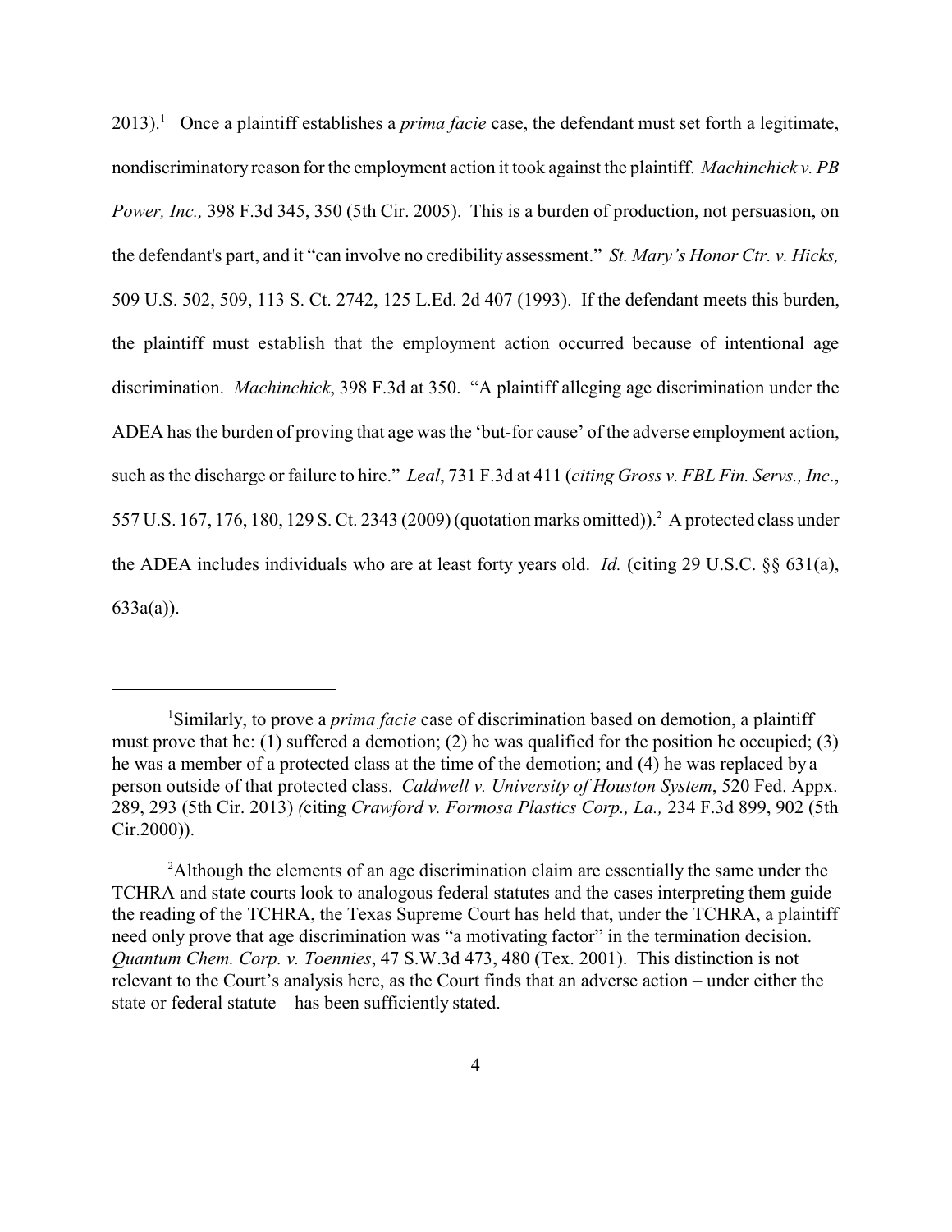2013).[1] Once a plaintiff establishes a *prima facie* case, the defendant must set forth a legitimate, nondiscriminatory reason for the employment action it took against the plaintiff. *Machinchick v. PB Power, Inc.,* 398 F.3d 345, 350 (5th Cir. 2005). This is a burden of production, not persuasion, on the defendant's part, and it "can involve no credibility assessment." *St. Mary's Honor Ctr. v. Hicks,* 509 U.S. 502, 509, 113 S. Ct. 2742, 125 L.Ed. 2d 407 (1993). If the defendant meets this burden, the plaintiff must establish that the employment action occurred because of intentional age discrimination. *Machinchick*, 398 F.3d at 350. "A plaintiff alleging age discrimination under the ADEA has the burden of proving that age was the 'but-for cause' of the adverse employment action, such as the discharge or failure to hire." *Leal*, 731 F.3d at 411 (*citing Gross v. FBL Fin. Servs., Inc*., 557 U.S. 167, 176, 180, 129 S. Ct. 2343 (2009) (quotation marks omitted)).[2] A protected class under the ADEA includes individuals who are at least forty years old. *Id.* (citing 29 U.S.C. §§ 631(a), 633a(a)).

---

[1]Similarly, to prove a *prima facie* case of discrimination based on demotion, a plaintiff must prove that he: (1) suffered a demotion; (2) he was qualified for the position he occupied; (3) he was a member of a protected class at the time of the demotion; and (4) he was replaced by a person outside of that protected class. *Caldwell v. University of Houston System*, 520 Fed. Appx. 289, 293 (5th Cir. 2013) (citing *Crawford v. Formosa Plastics Corp., La.,* 234 F.3d 899, 902 (5th Cir.2000)).

[2]Although the elements of an age discrimination claim are essentially the same under the TCHRA and state courts look to analogous federal statutes and the cases interpreting them guide the reading of the TCHRA, the Texas Supreme Court has held that, under the TCHRA, a plaintiff need only prove that age discrimination was "a motivating factor" in the termination decision. *Quantum Chem. Corp. v. Toennies*, 47 S.W.3d 473, 480 (Tex. 2001). This distinction is not relevant to the Court's analysis here, as the Court finds that an adverse action – under either the state or federal statute – has been sufficiently stated.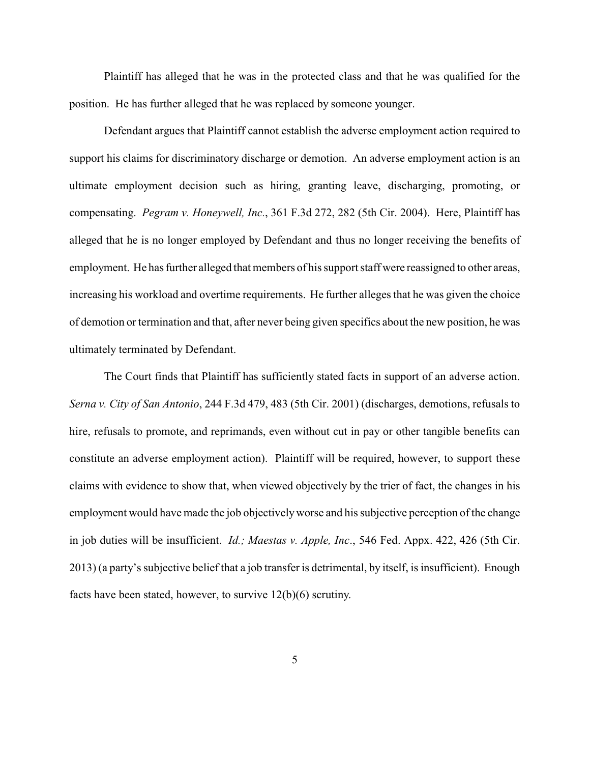Plaintiff has alleged that he was in the protected class and that he was qualified for the position. He has further alleged that he was replaced by someone younger.

Defendant argues that Plaintiff cannot establish the adverse employment action required to support his claims for discriminatory discharge or demotion. An adverse employment action is an ultimate employment decision such as hiring, granting leave, discharging, promoting, or compensating. *Pegram v. Honeywell, Inc.*, 361 F.3d 272, 282 (5th Cir. 2004). Here, Plaintiff has alleged that he is no longer employed by Defendant and thus no longer receiving the benefits of employment. He has further alleged that members of his support staff were reassigned to other areas, increasing his workload and overtime requirements. He further alleges that he was given the choice of demotion or termination and that, after never being given specifics about the new position, he was ultimately terminated by Defendant.

The Court finds that Plaintiff has sufficiently stated facts in support of an adverse action. *Serna v. City of San Antonio*, 244 F.3d 479, 483 (5th Cir. 2001) (discharges, demotions, refusals to hire, refusals to promote, and reprimands, even without cut in pay or other tangible benefits can constitute an adverse employment action). Plaintiff will be required, however, to support these claims with evidence to show that, when viewed objectively by the trier of fact, the changes in his employment would have made the job objectively worse and his subjective perception of the change in job duties will be insufficient. *Id.; Maestas v. Apple, Inc*., 546 Fed. Appx. 422, 426 (5th Cir. 2013) (a party's subjective belief that a job transfer is detrimental, by itself, is insufficient). Enough facts have been stated, however, to survive 12(b)(6) scrutiny.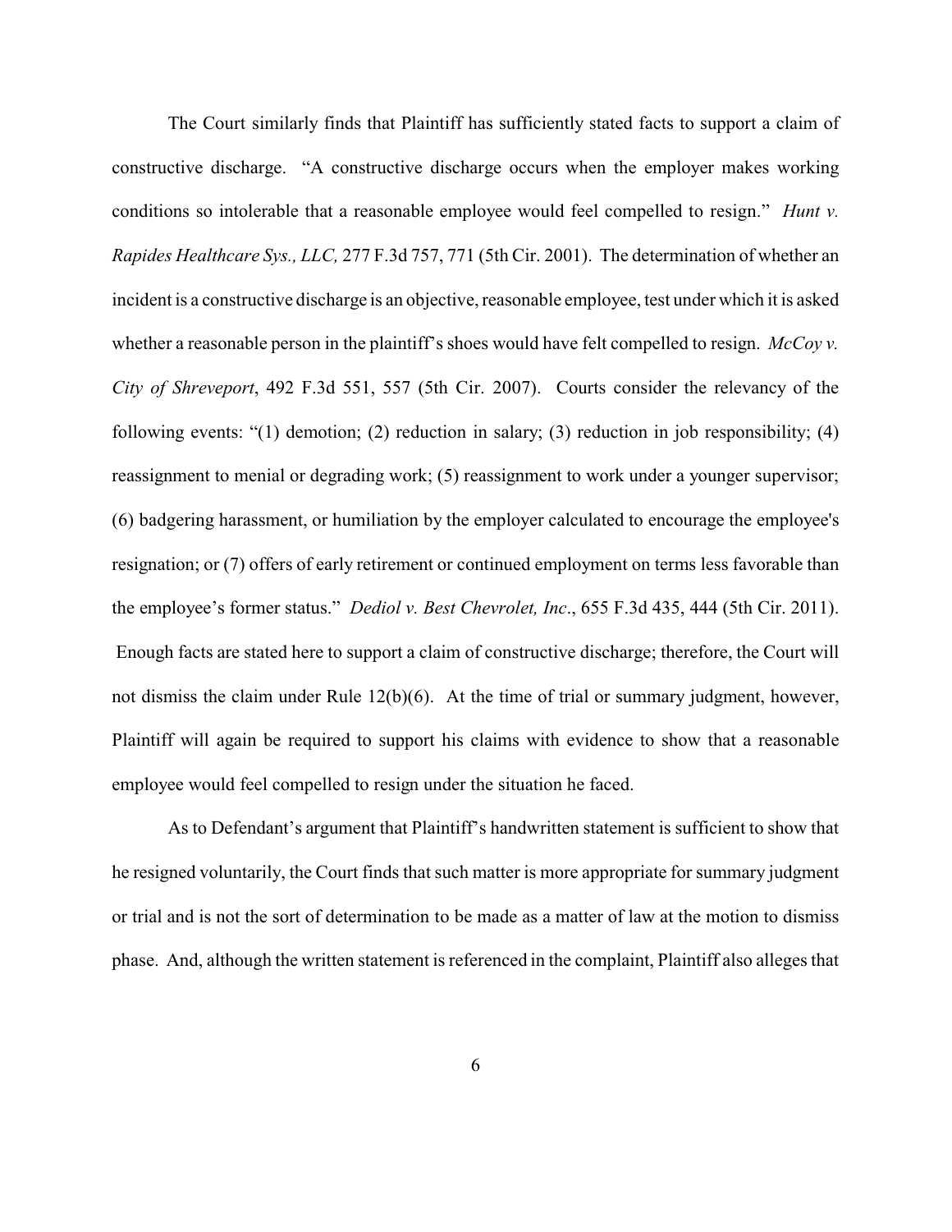The Court similarly finds that Plaintiff has sufficiently stated facts to support a claim of constructive discharge. "A constructive discharge occurs when the employer makes working conditions so intolerable that a reasonable employee would feel compelled to resign." *Hunt v. Rapides Healthcare Sys., LLC,* 277 F.3d 757, 771 (5th Cir. 2001). The determination of whether an incident is a constructive discharge is an objective, reasonable employee, test under which it is asked whether a reasonable person in the plaintiff's shoes would have felt compelled to resign. *McCoy v. City of Shreveport*, 492 F.3d 551, 557 (5th Cir. 2007). Courts consider the relevancy of the following events: "(1) demotion; (2) reduction in salary; (3) reduction in job responsibility; (4) reassignment to menial or degrading work; (5) reassignment to work under a younger supervisor; (6) badgering harassment, or humiliation by the employer calculated to encourage the employee's resignation; or (7) offers of early retirement or continued employment on terms less favorable than the employee's former status." *Dediol v. Best Chevrolet, Inc*., 655 F.3d 435, 444 (5th Cir. 2011). Enough facts are stated here to support a claim of constructive discharge; therefore, the Court will not dismiss the claim under Rule 12(b)(6). At the time of trial or summary judgment, however, Plaintiff will again be required to support his claims with evidence to show that a reasonable employee would feel compelled to resign under the situation he faced.

As to Defendant's argument that Plaintiff's handwritten statement is sufficient to show that he resigned voluntarily, the Court finds that such matter is more appropriate for summary judgment or trial and is not the sort of determination to be made as a matter of law at the motion to dismiss phase. And, although the written statement is referenced in the complaint, Plaintiff also alleges that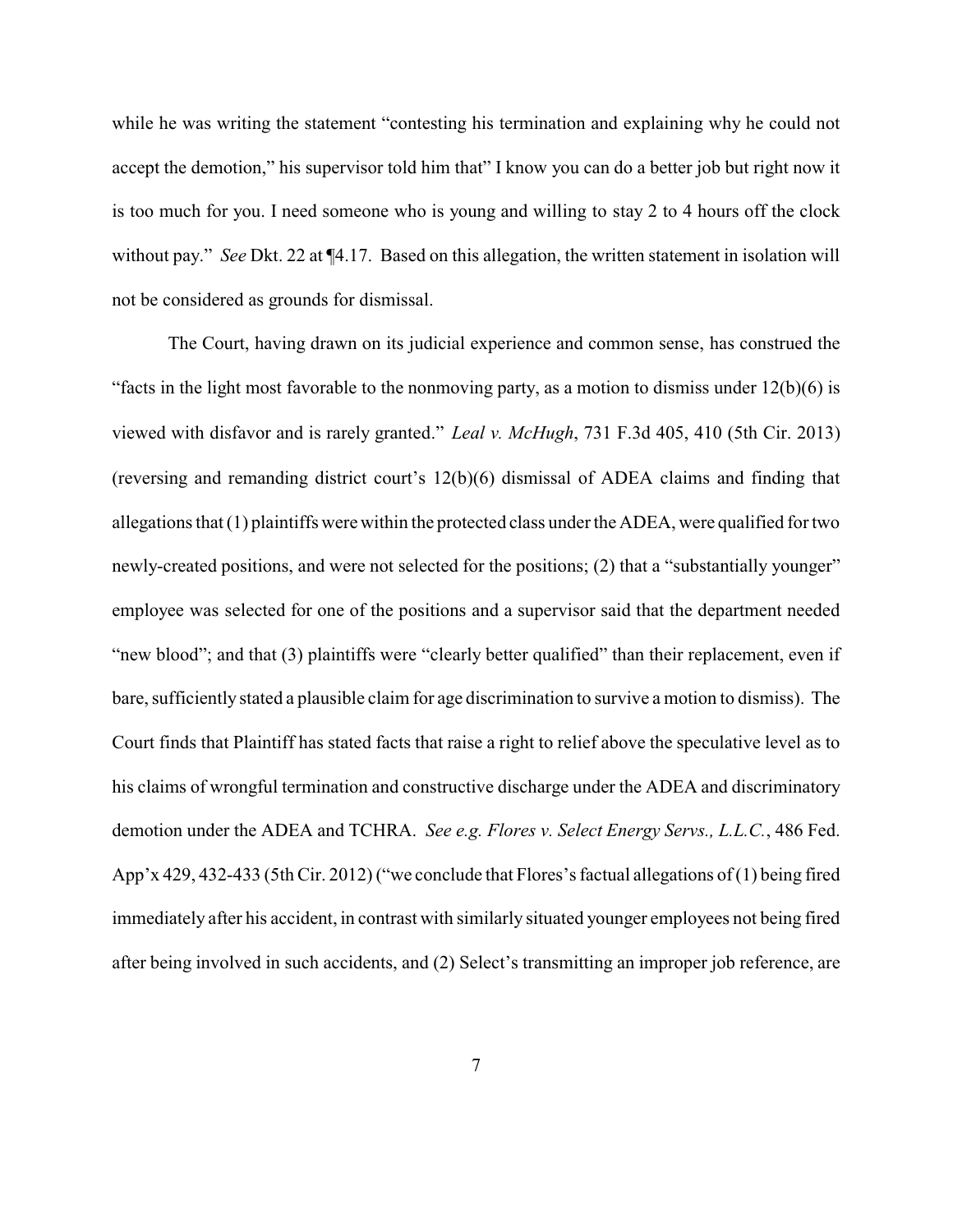while he was writing the statement "contesting his termination and explaining why he could not accept the demotion," his supervisor told him that" I know you can do a better job but right now it is too much for you. I need someone who is young and willing to stay 2 to 4 hours off the clock without pay." *See* Dkt. 22 at ¶4.17. Based on this allegation, the written statement in isolation will not be considered as grounds for dismissal.

The Court, having drawn on its judicial experience and common sense, has construed the "facts in the light most favorable to the nonmoving party, as a motion to dismiss under 12(b)(6) is viewed with disfavor and is rarely granted." *Leal v. McHugh*, 731 F.3d 405, 410 (5th Cir. 2013) (reversing and remanding district court's 12(b)(6) dismissal of ADEA claims and finding that allegations that (1) plaintiffs were within the protected class under the ADEA, were qualified for two newly-created positions, and were not selected for the positions; (2) that a "substantially younger" employee was selected for one of the positions and a supervisor said that the department needed "new blood"; and that (3) plaintiffs were "clearly better qualified" than their replacement, even if bare, sufficiently stated a plausible claim for age discrimination to survive a motion to dismiss). The Court finds that Plaintiff has stated facts that raise a right to relief above the speculative level as to his claims of wrongful termination and constructive discharge under the ADEA and discriminatory demotion under the ADEA and TCHRA. *See e.g. Flores v. Select Energy Servs., L.L.C.*, 486 Fed. App'x 429, 432-433 (5th Cir. 2012) ("we conclude that Flores's factual allegations of (1) being fired immediately after his accident, in contrast with similarly situated younger employees not being fired after being involved in such accidents, and (2) Select's transmitting an improper job reference, are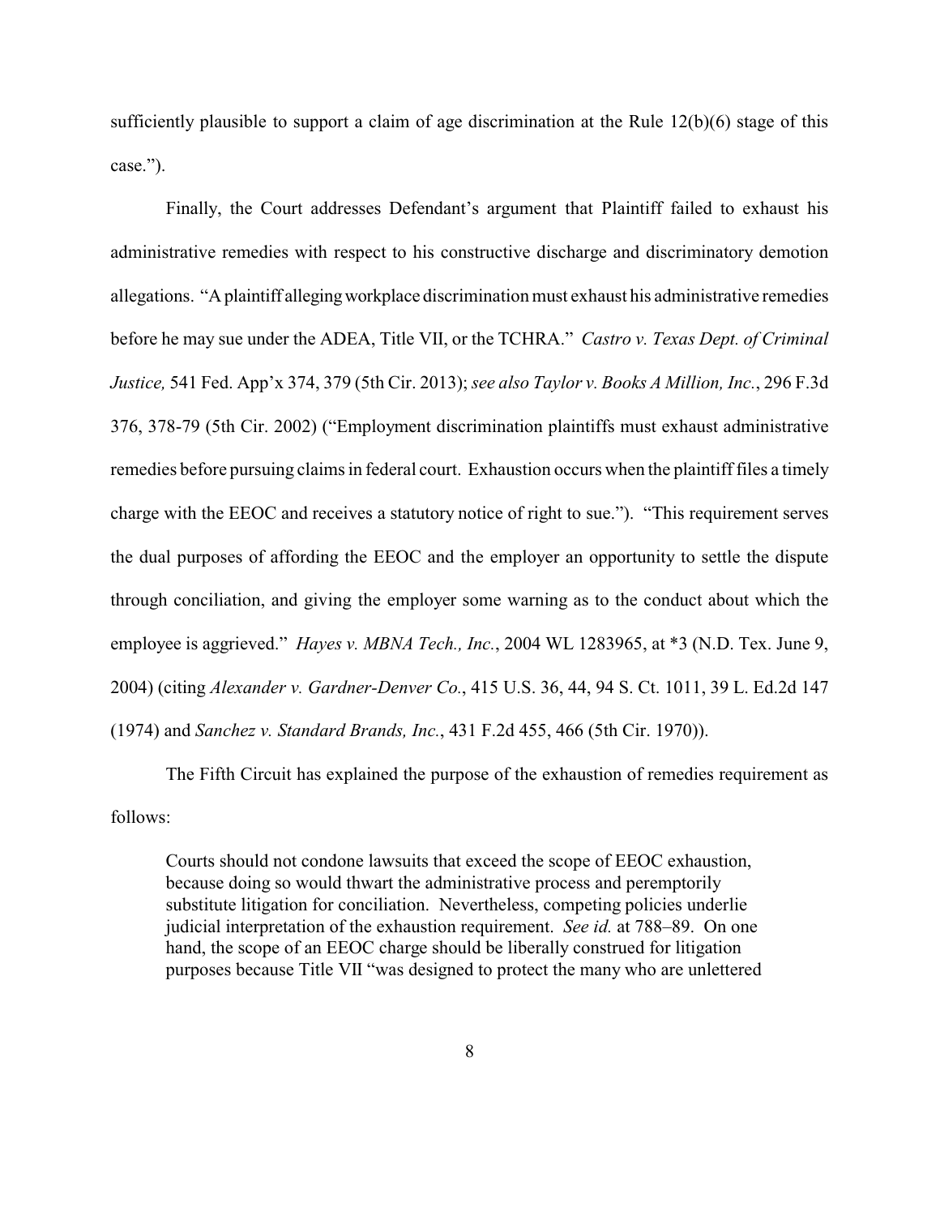sufficiently plausible to support a claim of age discrimination at the Rule 12(b)(6) stage of this case.").

Finally, the Court addresses Defendant's argument that Plaintiff failed to exhaust his administrative remedies with respect to his constructive discharge and discriminatory demotion allegations. "A plaintiff alleging workplace discrimination must exhaust his administrative remedies before he may sue under the ADEA, Title VII, or the TCHRA." *Castro v. Texas Dept. of Criminal Justice,* 541 Fed. App'x 374, 379 (5th Cir. 2013); *see also Taylor v. Books A Million, Inc.*, 296 F.3d 376, 378-79 (5th Cir. 2002) ("Employment discrimination plaintiffs must exhaust administrative remedies before pursuing claims in federal court. Exhaustion occurs when the plaintiff files a timely charge with the EEOC and receives a statutory notice of right to sue."). "This requirement serves the dual purposes of affording the EEOC and the employer an opportunity to settle the dispute through conciliation, and giving the employer some warning as to the conduct about which the employee is aggrieved." *Hayes v. MBNA Tech., Inc.*, 2004 WL 1283965, at *3 (N.D. Tex. June 9, 2004) (citing *Alexander v. Gardner-Denver Co.*, 415 U.S. 36, 44, 94 S. Ct. 1011, 39 L. Ed.2d 147 (1974) and *Sanchez v. Standard Brands, Inc.*, 431 F.2d 455, 466 (5th Cir. 1970)).

The Fifth Circuit has explained the purpose of the exhaustion of remedies requirement as follows:

> Courts should not condone lawsuits that exceed the scope of EEOC exhaustion, because doing so would thwart the administrative process and peremptorily substitute litigation for conciliation. Nevertheless, competing policies underlie judicial interpretation of the exhaustion requirement. *See id.* at 788–89. On one hand, the scope of an EEOC charge should be liberally construed for litigation purposes because Title VII "was designed to protect the many who are unlettered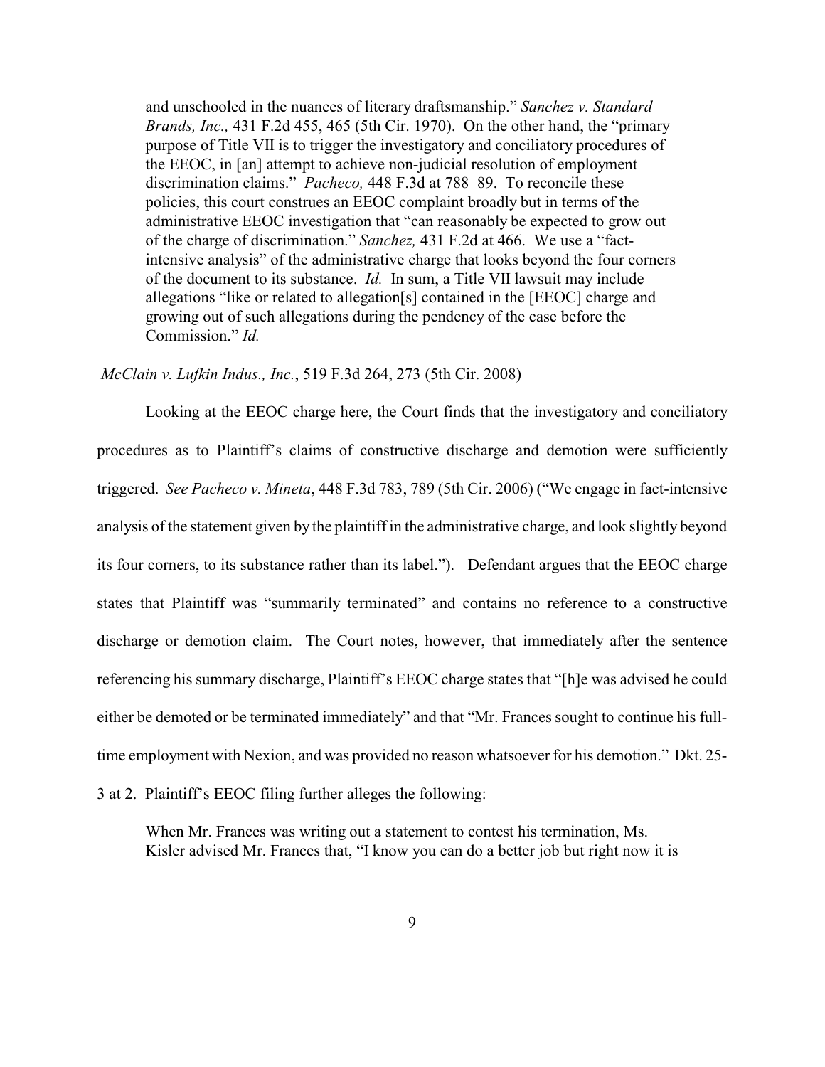> and unschooled in the nuances of literary draftsmanship." *Sanchez v. Standard Brands, Inc.,* 431 F.2d 455, 465 (5th Cir. 1970). On the other hand, the "primary purpose of Title VII is to trigger the investigatory and conciliatory procedures of the EEOC, in [an] attempt to achieve non-judicial resolution of employment discrimination claims." *Pacheco,* 448 F.3d at 788–89. To reconcile these policies, this court construes an EEOC complaint broadly but in terms of the administrative EEOC investigation that "can reasonably be expected to grow out of the charge of discrimination." *Sanchez,* 431 F.2d at 466. We use a "fact-intensive analysis" of the administrative charge that looks beyond the four corners of the document to its substance. *Id.* In sum, a Title VII lawsuit may include allegations "like or related to allegation[s] contained in the [EEOC] charge and growing out of such allegations during the pendency of the case before the Commission." *Id.*

*McClain v. Lufkin Indus., Inc.*, 519 F.3d 264, 273 (5th Cir. 2008)

Looking at the EEOC charge here, the Court finds that the investigatory and conciliatory procedures as to Plaintiff's claims of constructive discharge and demotion were sufficiently triggered. *See Pacheco v. Mineta*, 448 F.3d 783, 789 (5th Cir. 2006) ("We engage in fact-intensive analysis of the statement given by the plaintiff in the administrative charge, and look slightly beyond its four corners, to its substance rather than its label."). Defendant argues that the EEOC charge states that Plaintiff was "summarily terminated" and contains no reference to a constructive discharge or demotion claim. The Court notes, however, that immediately after the sentence referencing his summary discharge, Plaintiff's EEOC charge states that "[h]e was advised he could either be demoted or be terminated immediately" and that "Mr. Frances sought to continue his full-time employment with Nexion, and was provided no reason whatsoever for his demotion." Dkt. 25-3 at 2. Plaintiff's EEOC filing further alleges the following:

> When Mr. Frances was writing out a statement to contest his termination, Ms. Kisler advised Mr. Frances that, "I know you can do a better job but right now it is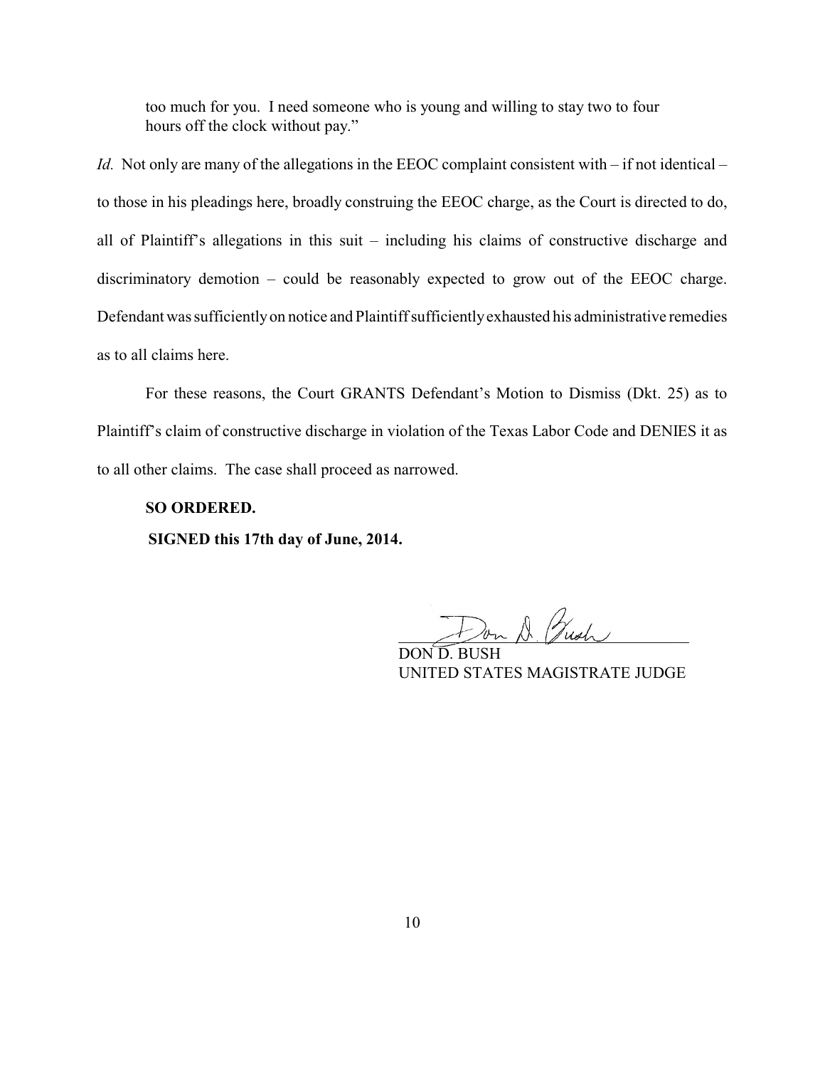> too much for you. I need someone who is young and willing to stay two to four hours off the clock without pay."

*Id.* Not only are many of the allegations in the EEOC complaint consistent with – if not identical – to those in his pleadings here, broadly construing the EEOC charge, as the Court is directed to do, all of Plaintiff's allegations in this suit – including his claims of constructive discharge and discriminatory demotion – could be reasonably expected to grow out of the EEOC charge. Defendant was sufficiently on notice and Plaintiff sufficiently exhausted his administrative remedies as to all claims here.

For these reasons, the Court GRANTS Defendant's Motion to Dismiss (Dkt. 25) as to Plaintiff's claim of constructive discharge in violation of the Texas Labor Code and DENIES it as to all other claims. The case shall proceed as narrowed.

**SO ORDERED.**

**SIGNED this 17th day of June, 2014.**

DON D. BUSH
UNITED STATES MAGISTRATE JUDGE